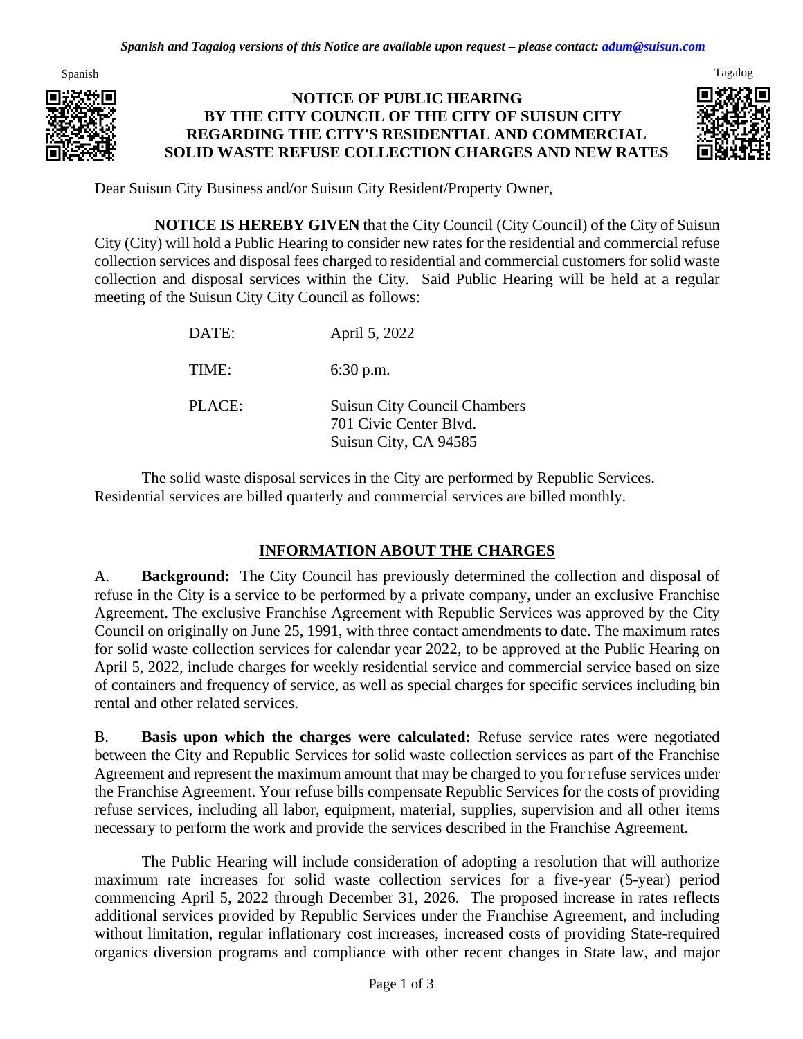*Spanish and Tagalog versions of this Notice are available upon request – please contact: adum@suisun.com*

Spanish Tagalog

# NOTICE OF PUBLIC HEARING BY THE CITY COUNCIL OF THE CITY OF SUISUN CITY REGARDING THE CITY'S RESIDENTIAL AND COMMERCIAL SOLID WASTE REFUSE COLLECTION CHARGES AND NEW RATES

Dear Suisun City Business and/or Suisun City Resident/Property Owner,

**NOTICE IS HEREBY GIVEN** that the City Council (City Council) of the City of Suisun City (City) will hold a Public Hearing to consider new rates for the residential and commercial refuse collection services and disposal fees charged to residential and commercial customers for solid waste collection and disposal services within the City. Said Public Hearing will be held at a regular meeting of the Suisun City City Council as follows:

| | |
|---|---|
| DATE: | April 5, 2022 |
| TIME: | 6:30 p.m. |
| PLACE: | Suisun City Council Chambers<br>701 Civic Center Blvd.<br>Suisun City, CA 94585 |

The solid waste disposal services in the City are performed by Republic Services. Residential services are billed quarterly and commercial services are billed monthly.

## INFORMATION ABOUT THE CHARGES

A. **Background:** The City Council has previously determined the collection and disposal of refuse in the City is a service to be performed by a private company, under an exclusive Franchise Agreement. The exclusive Franchise Agreement with Republic Services was approved by the City Council on originally on June 25, 1991, with three contact amendments to date. The maximum rates for solid waste collection services for calendar year 2022, to be approved at the Public Hearing on April 5, 2022, include charges for weekly residential service and commercial service based on size of containers and frequency of service, as well as special charges for specific services including bin rental and other related services.

B. **Basis upon which the charges were calculated:** Refuse service rates were negotiated between the City and Republic Services for solid waste collection services as part of the Franchise Agreement and represent the maximum amount that may be charged to you for refuse services under the Franchise Agreement. Your refuse bills compensate Republic Services for the costs of providing refuse services, including all labor, equipment, material, supplies, supervision and all other items necessary to perform the work and provide the services described in the Franchise Agreement.

The Public Hearing will include consideration of adopting a resolution that will authorize maximum rate increases for solid waste collection services for a five-year (5-year) period commencing April 5, 2022 through December 31, 2026. The proposed increase in rates reflects additional services provided by Republic Services under the Franchise Agreement, and including without limitation, regular inflationary cost increases, increased costs of providing State-required organics diversion programs and compliance with other recent changes in State law, and major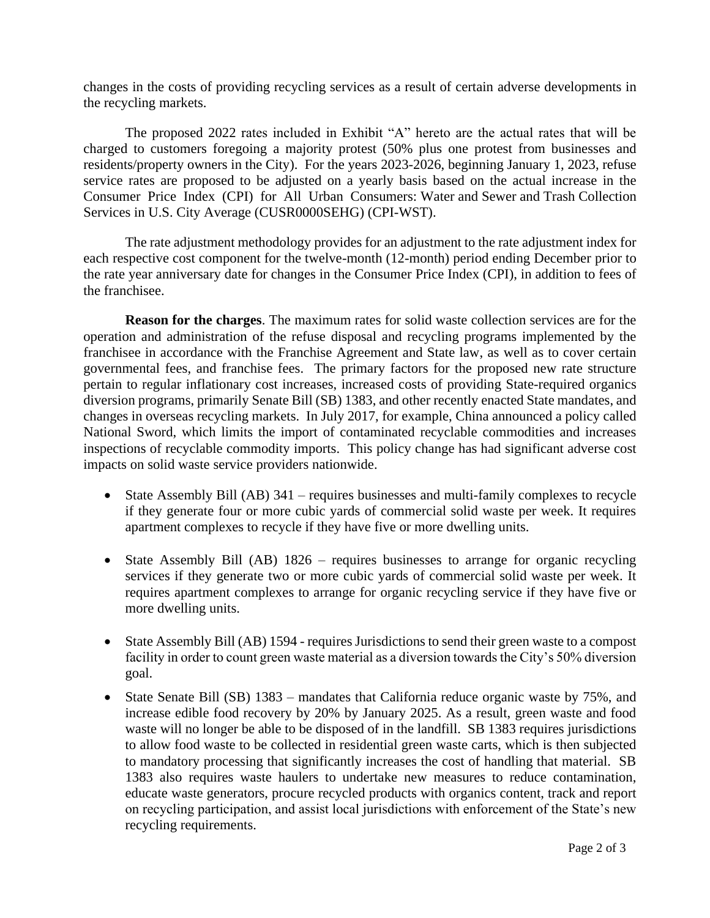changes in the costs of providing recycling services as a result of certain adverse developments in the recycling markets.

The proposed 2022 rates included in Exhibit "A" hereto are the actual rates that will be charged to customers foregoing a majority protest (50% plus one protest from businesses and residents/property owners in the City). For the years 2023-2026, beginning January 1, 2023, refuse service rates are proposed to be adjusted on a yearly basis based on the actual increase in the Consumer Price Index (CPI) for All Urban Consumers: Water and Sewer and Trash Collection Services in U.S. City Average (CUSR0000SEHG) (CPI-WST).

The rate adjustment methodology provides for an adjustment to the rate adjustment index for each respective cost component for the twelve-month (12-month) period ending December prior to the rate year anniversary date for changes in the Consumer Price Index (CPI), in addition to fees of the franchisee.

**Reason for the charges**. The maximum rates for solid waste collection services are for the operation and administration of the refuse disposal and recycling programs implemented by the franchisee in accordance with the Franchise Agreement and State law, as well as to cover certain governmental fees, and franchise fees. The primary factors for the proposed new rate structure pertain to regular inflationary cost increases, increased costs of providing State-required organics diversion programs, primarily Senate Bill (SB) 1383, and other recently enacted State mandates, and changes in overseas recycling markets. In July 2017, for example, China announced a policy called National Sword, which limits the import of contaminated recyclable commodities and increases inspections of recyclable commodity imports. This policy change has had significant adverse cost impacts on solid waste service providers nationwide.

- State Assembly Bill (AB) 341 – requires businesses and multi-family complexes to recycle if they generate four or more cubic yards of commercial solid waste per week. It requires apartment complexes to recycle if they have five or more dwelling units.
- State Assembly Bill (AB) 1826 – requires businesses to arrange for organic recycling services if they generate two or more cubic yards of commercial solid waste per week. It requires apartment complexes to arrange for organic recycling service if they have five or more dwelling units.
- State Assembly Bill (AB) 1594 - requires Jurisdictions to send their green waste to a compost facility in order to count green waste material as a diversion towards the City's 50% diversion goal.
- State Senate Bill (SB) 1383 – mandates that California reduce organic waste by 75%, and increase edible food recovery by 20% by January 2025. As a result, green waste and food waste will no longer be able to be disposed of in the landfill. SB 1383 requires jurisdictions to allow food waste to be collected in residential green waste carts, which is then subjected to mandatory processing that significantly increases the cost of handling that material. SB 1383 also requires waste haulers to undertake new measures to reduce contamination, educate waste generators, procure recycled products with organics content, track and report on recycling participation, and assist local jurisdictions with enforcement of the State's new recycling requirements.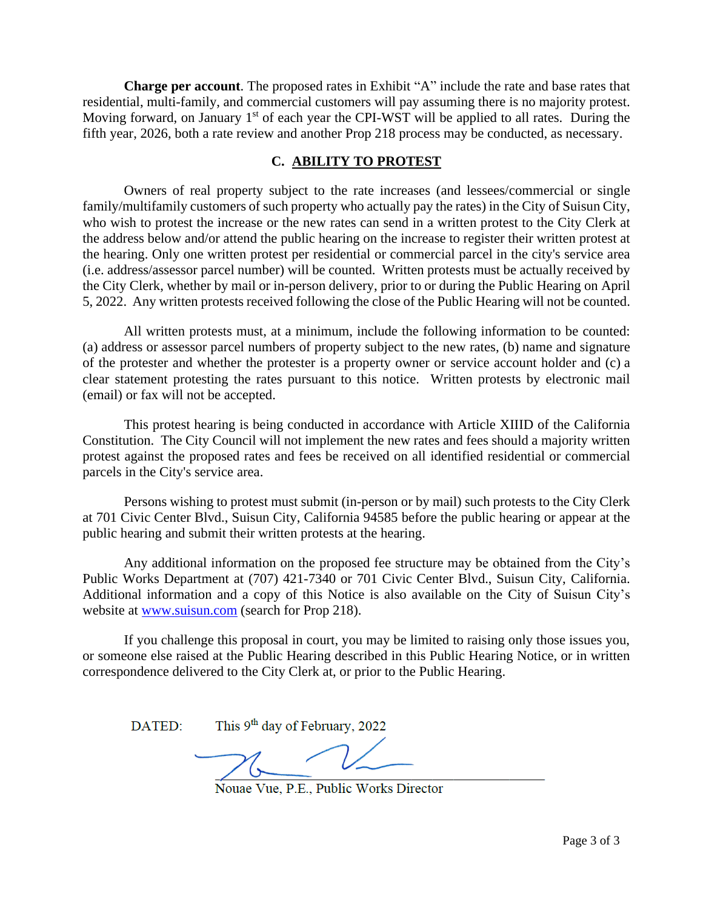**Charge per account**. The proposed rates in Exhibit "A" include the rate and base rates that residential, multi-family, and commercial customers will pay assuming there is no majority protest. Moving forward, on January 1st of each year the CPI-WST will be applied to all rates. During the fifth year, 2026, both a rate review and another Prop 218 process may be conducted, as necessary.

## C. ABILITY TO PROTEST

Owners of real property subject to the rate increases (and lessees/commercial or single family/multifamily customers of such property who actually pay the rates) in the City of Suisun City, who wish to protest the increase or the new rates can send in a written protest to the City Clerk at the address below and/or attend the public hearing on the increase to register their written protest at the hearing. Only one written protest per residential or commercial parcel in the city's service area (i.e. address/assessor parcel number) will be counted. Written protests must be actually received by the City Clerk, whether by mail or in-person delivery, prior to or during the Public Hearing on April 5, 2022. Any written protests received following the close of the Public Hearing will not be counted.

All written protests must, at a minimum, include the following information to be counted: (a) address or assessor parcel numbers of property subject to the new rates, (b) name and signature of the protester and whether the protester is a property owner or service account holder and (c) a clear statement protesting the rates pursuant to this notice. Written protests by electronic mail (email) or fax will not be accepted.

This protest hearing is being conducted in accordance with Article XIIID of the California Constitution. The City Council will not implement the new rates and fees should a majority written protest against the proposed rates and fees be received on all identified residential or commercial parcels in the City's service area.

Persons wishing to protest must submit (in-person or by mail) such protests to the City Clerk at 701 Civic Center Blvd., Suisun City, California 94585 before the public hearing or appear at the public hearing and submit their written protests at the hearing.

Any additional information on the proposed fee structure may be obtained from the City's Public Works Department at (707) 421-7340 or 701 Civic Center Blvd., Suisun City, California. Additional information and a copy of this Notice is also available on the City of Suisun City's website at www.suisun.com (search for Prop 218).

If you challenge this proposal in court, you may be limited to raising only those issues you, or someone else raised at the Public Hearing described in this Public Hearing Notice, or in written correspondence delivered to the City Clerk at, or prior to the Public Hearing.

DATED: This 9th day of February, 2022

Nouae Vue, P.E., Public Works Director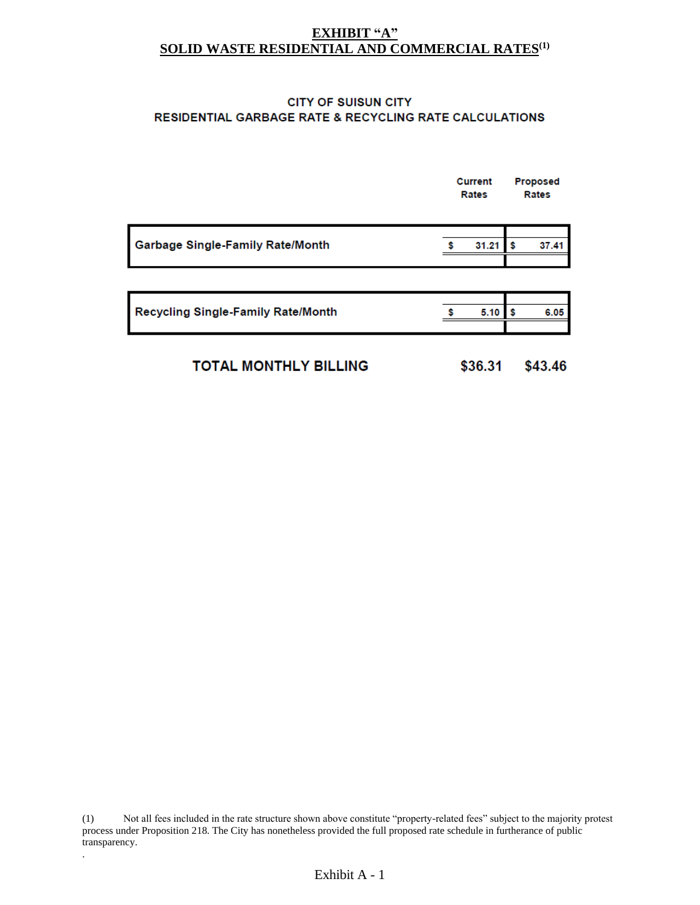# EXHIBIT "A"
## SOLID WASTE RESIDENTIAL AND COMMERCIAL RATES[(1)]

### CITY OF SUISUN CITY
### RESIDENTIAL GARBAGE RATE & RECYCLING RATE CALCULATIONS

| | Current Rates | Proposed Rates |
|---|---|---|
| **Garbage Single-Family Rate/Month** | $ 31.21 | $ 37.41 |
| **Recycling Single-Family Rate/Month** | $ 5.10 | $ 6.05 |
| **TOTAL MONTHLY BILLING** | **$36.31** | **$43.46** |

(1) Not all fees included in the rate structure shown above constitute "property-related fees" subject to the majority protest process under Proposition 218. The City has nonetheless provided the full proposed rate schedule in furtherance of public transparency.

Exhibit A - 1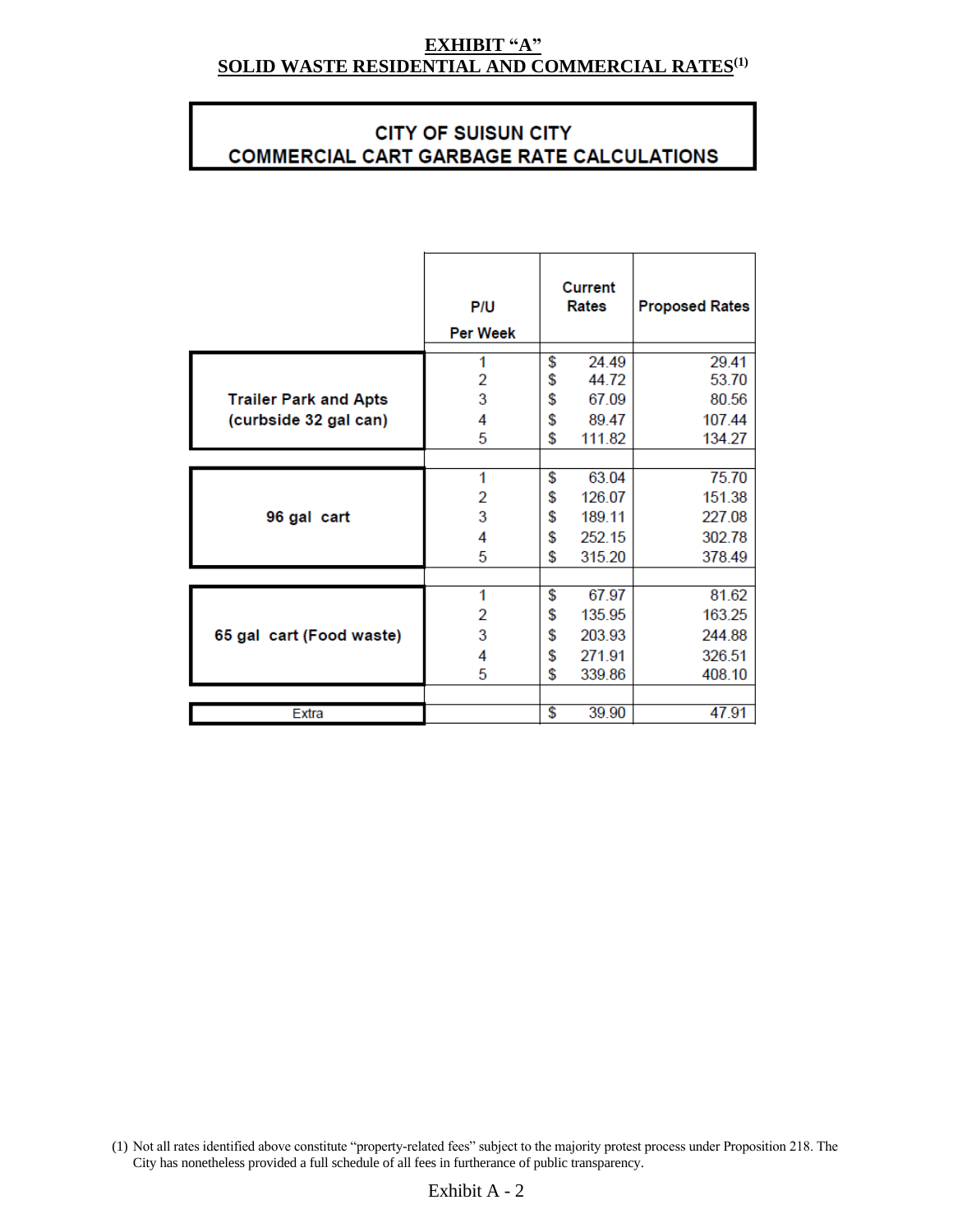**EXHIBIT "A"**
**SOLID WASTE RESIDENTIAL AND COMMERCIAL RATES[(1)]**

## CITY OF SUISUN CITY
## COMMERCIAL CART GARBAGE RATE CALCULATIONS

| | P/U Per Week | Current Rates | Proposed Rates |
|---|---|---|---|
| **Trailer Park and Apts (curbside 32 gal can)** | 1 | $ 24.49 | 29.41 |
| | 2 | $ 44.72 | 53.70 |
| | 3 | $ 67.09 | 80.56 |
| | 4 | $ 89.47 | 107.44 |
| | 5 | $ 111.82 | 134.27 |
| **96 gal cart** | 1 | $ 63.04 | 75.70 |
| | 2 | $ 126.07 | 151.38 |
| | 3 | $ 189.11 | 227.08 |
| | 4 | $ 252.15 | 302.78 |
| | 5 | $ 315.20 | 378.49 |
| **65 gal cart (Food waste)** | 1 | $ 67.97 | 81.62 |
| | 2 | $ 135.95 | 163.25 |
| | 3 | $ 203.93 | 244.88 |
| | 4 | $ 271.91 | 326.51 |
| | 5 | $ 339.86 | 408.10 |
| Extra | | $ 39.90 | 47.91 |

(1) Not all rates identified above constitute "property-related fees" subject to the majority protest process under Proposition 218. The City has nonetheless provided a full schedule of all fees in furtherance of public transparency.

Exhibit A - 2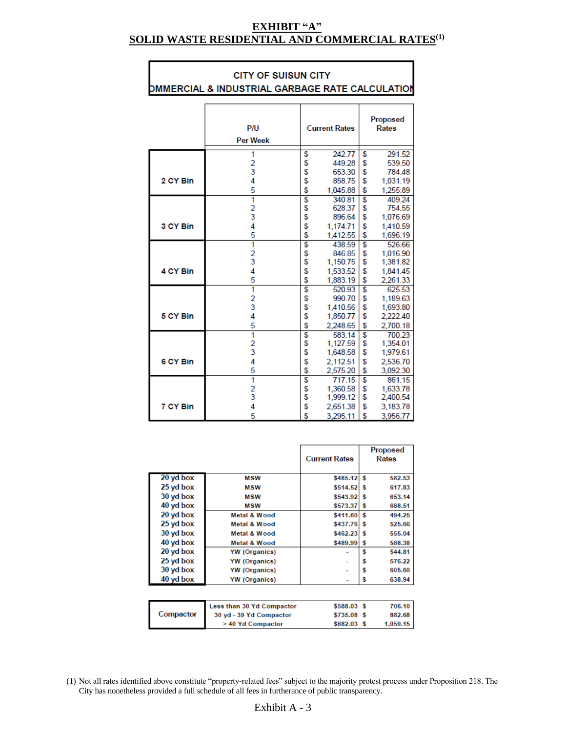# EXHIBIT "A"
## SOLID WASTE RESIDENTIAL AND COMMERCIAL RATES(1)

**CITY OF SUISUN CITY**
**OMMERCIAL & INDUSTRIAL GARBAGE RATE CALCULATION**

| | P/U Per Week | Current Rates | Proposed Rates |
|---|---|---|---|
| 2 CY Bin | 1 | $ 242.77 | $ 291.52 |
| | 2 | $ 449.28 | $ 539.50 |
| | 3 | $ 653.30 | $ 784.48 |
| | 4 | $ 858.75 | $ 1,031.19 |
| | 5 | $ 1,045.88 | $ 1,255.89 |
| 3 CY Bin | 1 | $ 340.81 | $ 409.24 |
| | 2 | $ 628.37 | $ 754.55 |
| | 3 | $ 896.64 | $ 1,076.69 |
| | 4 | $ 1,174.71 | $ 1,410.59 |
| | 5 | $ 1,412.55 | $ 1,696.19 |
| 4 CY Bin | 1 | $ 438.59 | $ 526.66 |
| | 2 | $ 846.85 | $ 1,016.90 |
| | 3 | $ 1,150.75 | $ 1,381.82 |
| | 4 | $ 1,533.52 | $ 1,841.45 |
| | 5 | $ 1,883.19 | $ 2,261.33 |
| 5 CY Bin | 1 | $ 520.93 | $ 625.53 |
| | 2 | $ 990.70 | $ 1,189.63 |
| | 3 | $ 1,410.56 | $ 1,693.80 |
| | 4 | $ 1,850.77 | $ 2,222.40 |
| | 5 | $ 2,248.65 | $ 2,700.18 |
| 6 CY Bin | 1 | $ 583.14 | $ 700.23 |
| | 2 | $ 1,127.59 | $ 1,354.01 |
| | 3 | $ 1,648.58 | $ 1,979.61 |
| | 4 | $ 2,112.51 | $ 2,536.70 |
| | 5 | $ 2,575.20 | $ 3,092.30 |
| 7 CY Bin | 1 | $ 717.15 | $ 861.15 |
| | 2 | $ 1,360.58 | $ 1,633.78 |
| | 3 | $ 1,999.12 | $ 2,400.54 |
| | 4 | $ 2,651.38 | $ 3,183.78 |
| | 5 | $ 3,295.11 | $ 3,956.77 |

| | | Current Rates | Proposed Rates |
|---|---|---|---|
| 20 yd box | MSW | $485.12 | $ 582.53 |
| 25 yd box | MSW | $514.52 | $ 617.83 |
| 30 yd box | MSW | $543.92 | $ 653.14 |
| 40 yd box | MSW | $573.37 | $ 688.51 |
| 20 yd box | Metal & Wood | $411.60 | $ 494.25 |
| 25 yd box | Metal & Wood | $437.76 | $ 525.66 |
| 30 yd box | Metal & Wood | $462.23 | $ 555.04 |
| 40 yd box | Metal & Wood | $489.99 | $ 588.38 |
| 20 yd box | YW (Organics) | - | $ 544.81 |
| 25 yd box | YW (Organics) | - | $ 576.22 |
| 30 yd box | YW (Organics) | - | $ 605.60 |
| 40 yd box | YW (Organics) | - | $ 638.94 |

| | | | |
|---|---|---|---|
| Compactor | Less than 30 Yd Compactor | $588.03 | $ 706.10 |
| | 30 yd - 39 Yd Compactor | $735.08 | $ 882.68 |
| | > 40 Yd Compactor | $882.03 | $ 1,059.15 |

(1) Not all rates identified above constitute "property-related fees" subject to the majority protest process under Proposition 218. The City has nonetheless provided a full schedule of all fees in furtherance of public transparency.